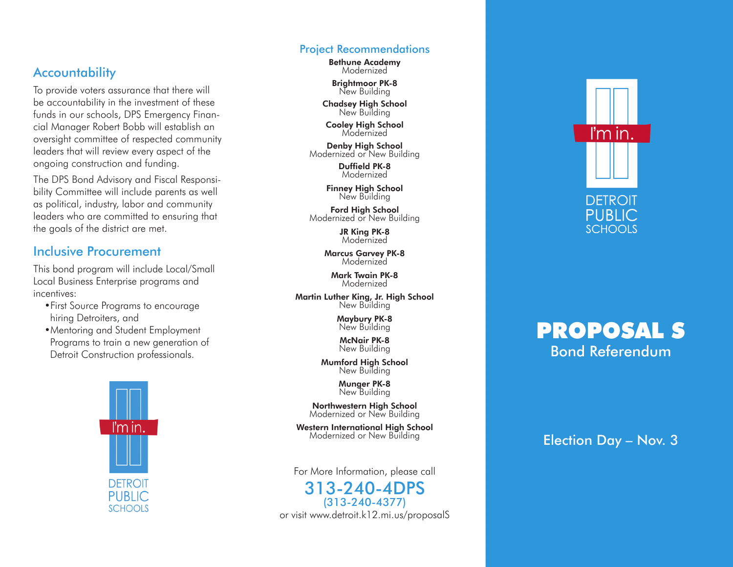## Accountability

To provide voters assurance that there will be accountability in the investment of these funds in our schools, DPS Emergency Financial Manager Robert Bobb will establish an oversight committee of respected community leaders that will review every aspect of the ongoing construction and funding.

The DPS Bond Advisory and Fiscal Responsibility Committee will include parents as well as political, industry, labor and community leaders who are committed to ensuring that the goals of the district are met.

## Inclusive Procurement

This bond program will include Local/Small Local Business Enterprise programs and incentives:

- First Source Programs to encourage hiring Detroiters, and
- Mentoring and Student Employment Programs to train a new generation of Detroit Construction professionals.

I'm in.

DETROIT PUBLIC SCHOOLS

## Project Recommendations

**Bethune Academy**
Modernized

**Brightmoor PK-8**
New Building

**Chadsey High School**
New Building

**Cooley High School**
Modernized

**Denby High School**
Modernized or New Building

**Duffield PK-8**
Modernized

**Finney High School**
New Building

**Ford High School**
Modernized or New Building

**JR King PK-8**
Modernized

**Marcus Garvey PK-8**
Modernized

**Mark Twain PK-8**
Modernized

**Martin Luther King, Jr. High School**
New Building

**Maybury PK-8**
New Building

**McNair PK-8**
New Building

**Mumford High School**
New Building

**Munger PK-8**
New Building

**Northwestern High School**
Modernized or New Building

**Western International High School**
Modernized or New Building

For More Information, please call

**313-240-4DPS**
(313-240-4377)

or visit www.detroit.k12.mi.us/proposalS

I'm in.

DETROIT PUBLIC SCHOOLS

# PROPOSAL S

## Bond Referendum

Election Day – Nov. 3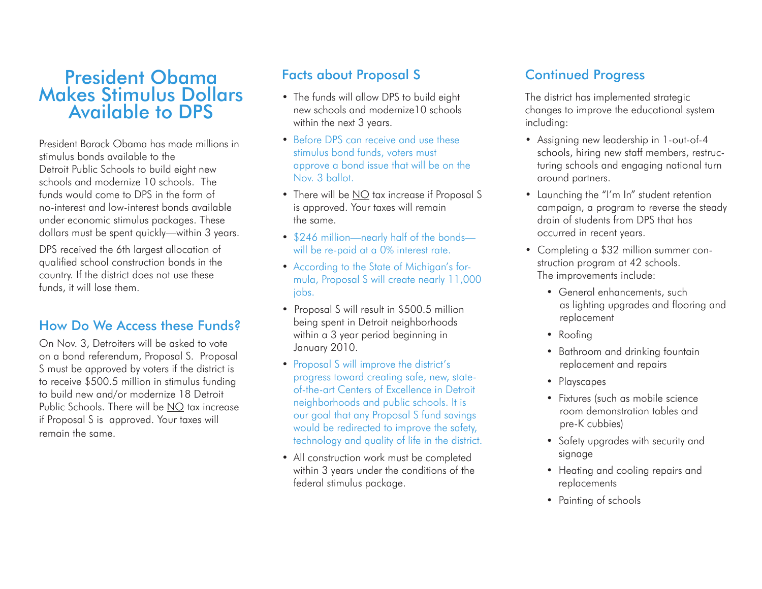# President Obama Makes Stimulus Dollars Available to DPS

President Barack Obama has made millions in stimulus bonds available to the Detroit Public Schools to build eight new schools and modernize 10 schools. The funds would come to DPS in the form of no-interest and low-interest bonds available under economic stimulus packages. These dollars must be spent quickly—within 3 years.

DPS received the 6th largest allocation of qualified school construction bonds in the country. If the district does not use these funds, it will lose them.

## How Do We Access these Funds?

On Nov. 3, Detroiters will be asked to vote on a bond referendum, Proposal S. Proposal S must be approved by voters if the district is to receive $500.5 million in stimulus funding to build new and/or modernize 18 Detroit Public Schools. There will be NO tax increase if Proposal S is approved. Your taxes will remain the same.

## Facts about Proposal S

- The funds will allow DPS to build eight new schools and modernize10 schools within the next 3 years.
- Before DPS can receive and use these stimulus bond funds, voters must approve a bond issue that will be on the Nov. 3 ballot.
- There will be NO tax increase if Proposal S is approved. Your taxes will remain the same.
- $246 million—nearly half of the bonds—will be re-paid at a 0% interest rate.
- According to the State of Michigan's formula, Proposal S will create nearly 11,000 jobs.
- Proposal S will result in $500.5 million being spent in Detroit neighborhoods within a 3 year period beginning in January 2010.
- Proposal S will improve the district's progress toward creating safe, new, state-of-the-art Centers of Excellence in Detroit neighborhoods and public schools. It is our goal that any Proposal S fund savings would be redirected to improve the safety, technology and quality of life in the district.
- All construction work must be completed within 3 years under the conditions of the federal stimulus package.

## Continued Progress

The district has implemented strategic changes to improve the educational system including:

- Assigning new leadership in 1-out-of-4 schools, hiring new staff members, restructuring schools and engaging national turn around partners.
- Launching the "I'm In" student retention campaign, a program to reverse the steady drain of students from DPS that has occurred in recent years.
- Completing a $32 million summer construction program at 42 schools. The improvements include:
  - General enhancements, such as lighting upgrades and flooring and replacement
  - Roofing
  - Bathroom and drinking fountain replacement and repairs
  - Playscapes
  - Fixtures (such as mobile science room demonstration tables and pre-K cubbies)
  - Safety upgrades with security and signage
  - Heating and cooling repairs and replacements
  - Painting of schools